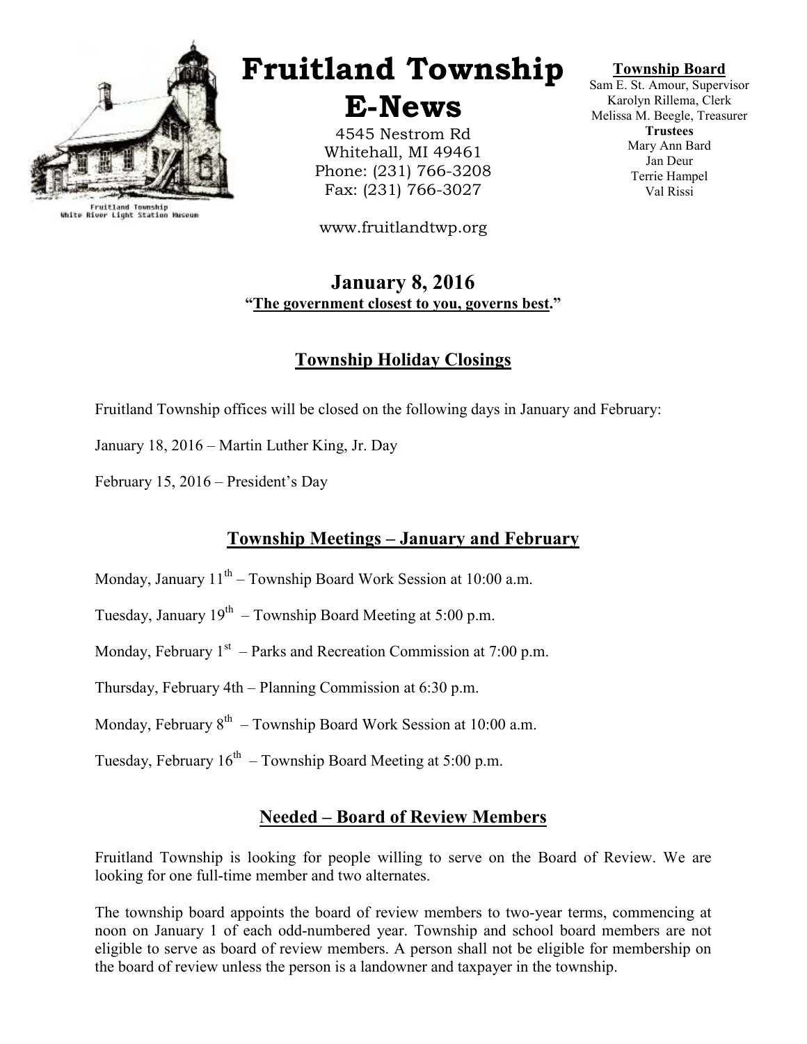Fruitland Township
White River Light Station Museum

# Fruitland Township E-News

4545 Nestrom Rd
Whitehall, MI 49461
Phone: (231) 766-3208
Fax: (231) 766-3027

www.fruitlandtwp.org

**Township Board**
Sam E. St. Amour, Supervisor
Karolyn Rillema, Clerk
Melissa M. Beegle, Treasurer
**Trustees**
Mary Ann Bard
Jan Deur
Terrie Hampel
Val Rissi

## January 8, 2016

**"The government closest to you, governs best."**

## Township Holiday Closings

Fruitland Township offices will be closed on the following days in January and February:

January 18, 2016 – Martin Luther King, Jr. Day

February 15, 2016 – President's Day

## Township Meetings – January and February

Monday, January 11th – Township Board Work Session at 10:00 a.m.

Tuesday, January 19th – Township Board Meeting at 5:00 p.m.

Monday, February 1st – Parks and Recreation Commission at 7:00 p.m.

Thursday, February 4th – Planning Commission at 6:30 p.m.

Monday, February 8th – Township Board Work Session at 10:00 a.m.

Tuesday, February 16th – Township Board Meeting at 5:00 p.m.

## Needed – Board of Review Members

Fruitland Township is looking for people willing to serve on the Board of Review. We are looking for one full-time member and two alternates.

The township board appoints the board of review members to two-year terms, commencing at noon on January 1 of each odd-numbered year. Township and school board members are not eligible to serve as board of review members. A person shall not be eligible for membership on the board of review unless the person is a landowner and taxpayer in the township.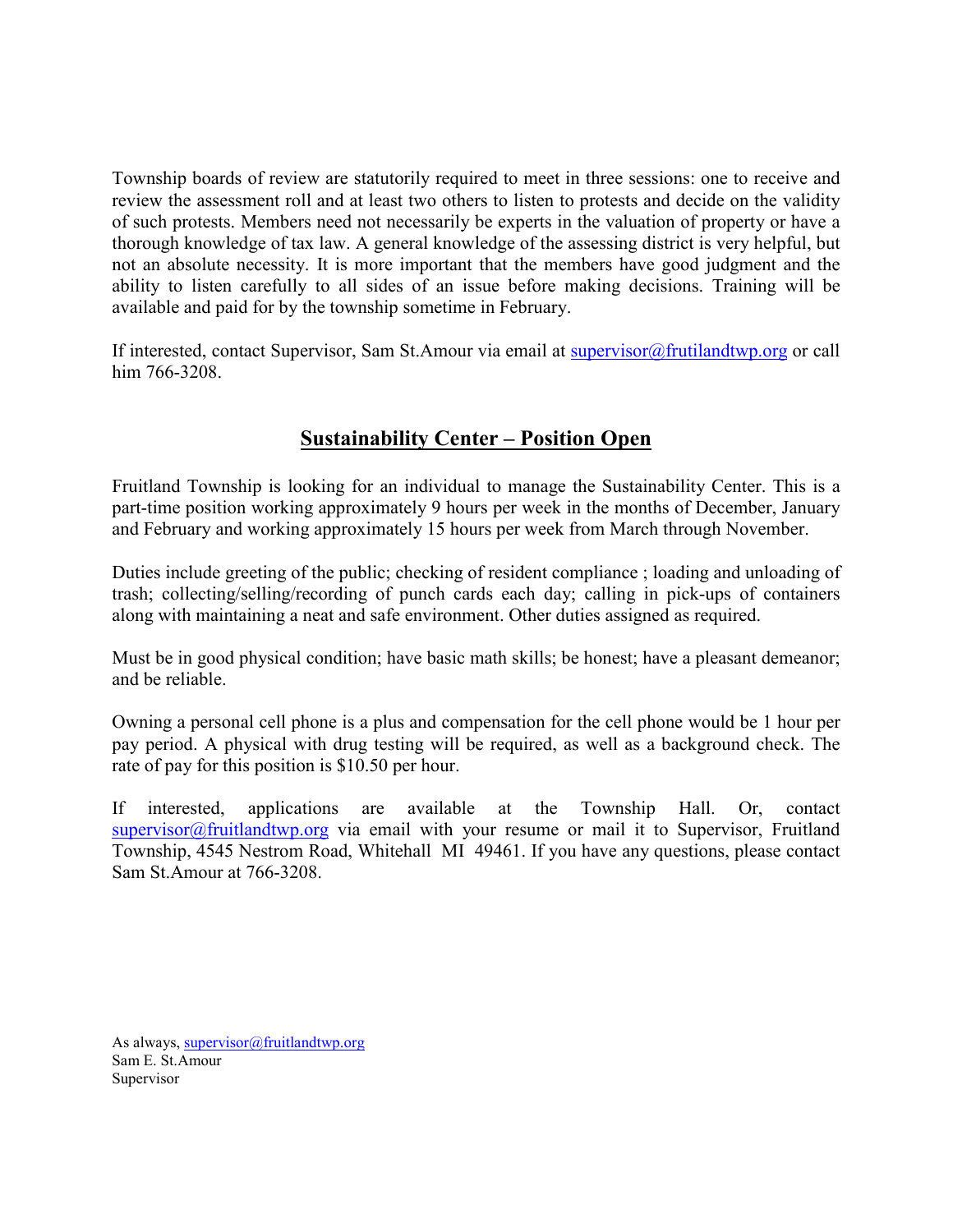Township boards of review are statutorily required to meet in three sessions: one to receive and review the assessment roll and at least two others to listen to protests and decide on the validity of such protests. Members need not necessarily be experts in the valuation of property or have a thorough knowledge of tax law. A general knowledge of the assessing district is very helpful, but not an absolute necessity. It is more important that the members have good judgment and the ability to listen carefully to all sides of an issue before making decisions. Training will be available and paid for by the township sometime in February.

If interested, contact Supervisor, Sam St.Amour via email at supervisor@frutilandtwp.org or call him 766-3208.

## **Sustainability Center – Position Open**

Fruitland Township is looking for an individual to manage the Sustainability Center. This is a part-time position working approximately 9 hours per week in the months of December, January and February and working approximately 15 hours per week from March through November.

Duties include greeting of the public; checking of resident compliance ; loading and unloading of trash; collecting/selling/recording of punch cards each day; calling in pick-ups of containers along with maintaining a neat and safe environment. Other duties assigned as required.

Must be in good physical condition; have basic math skills; be honest; have a pleasant demeanor; and be reliable.

Owning a personal cell phone is a plus and compensation for the cell phone would be 1 hour per pay period. A physical with drug testing will be required, as well as a background check. The rate of pay for this position is $10.50 per hour.

If interested, applications are available at the Township Hall. Or, contact supervisor@fruitlandtwp.org via email with your resume or mail it to Supervisor, Fruitland Township, 4545 Nestrom Road, Whitehall MI 49461. If you have any questions, please contact Sam St.Amour at 766-3208.

As always, supervisor@fruitlandtwp.org
Sam E. St.Amour
Supervisor